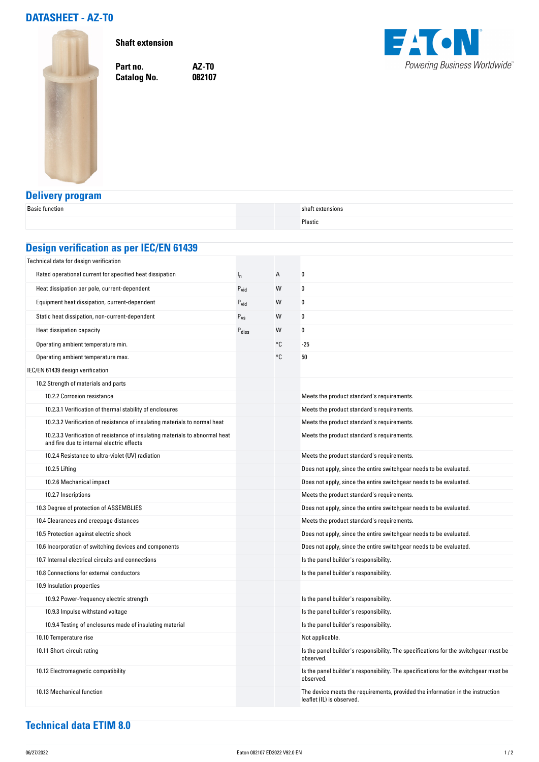# DATASHEET - AZ-T0

**Shaft extension**

| | |
|---|---|
| **Part no.** | **AZ-T0** |
| **Catalog No.** | **082107** |

Powering Business Worldwide

## Delivery program

| | | | |
|---|---|---|---|
| Basic function | | | shaft extensions |
| | | | Plastic |

## Design verification as per IEC/EN 61439

| | | | |
|---|---|---|---|
| Technical data for design verification | | | |
| Rated operational current for specified heat dissipation | $I_n$ | A | 0 |
| Heat dissipation per pole, current-dependent | $P_{vid}$ | W | 0 |
| Equipment heat dissipation, current-dependent | $P_{vid}$ | W | 0 |
| Static heat dissipation, non-current-dependent | $P_{vs}$ | W | 0 |
| Heat dissipation capacity | $P_{diss}$ | W | 0 |
| Operating ambient temperature min. | | °C | -25 |
| Operating ambient temperature max. | | °C | 50 |
| IEC/EN 61439 design verification | | | |
| 10.2 Strength of materials and parts | | | |
| 10.2.2 Corrosion resistance | | | Meets the product standard's requirements. |
| 10.2.3.1 Verification of thermal stability of enclosures | | | Meets the product standard's requirements. |
| 10.2.3.2 Verification of resistance of insulating materials to normal heat | | | Meets the product standard's requirements. |
| 10.2.3.3 Verification of resistance of insulating materials to abnormal heat and fire due to internal electric effects | | | Meets the product standard's requirements. |
| 10.2.4 Resistance to ultra-violet (UV) radiation | | | Meets the product standard's requirements. |
| 10.2.5 Lifting | | | Does not apply, since the entire switchgear needs to be evaluated. |
| 10.2.6 Mechanical impact | | | Does not apply, since the entire switchgear needs to be evaluated. |
| 10.2.7 Inscriptions | | | Meets the product standard's requirements. |
| 10.3 Degree of protection of ASSEMBLIES | | | Does not apply, since the entire switchgear needs to be evaluated. |
| 10.4 Clearances and creepage distances | | | Meets the product standard's requirements. |
| 10.5 Protection against electric shock | | | Does not apply, since the entire switchgear needs to be evaluated. |
| 10.6 Incorporation of switching devices and components | | | Does not apply, since the entire switchgear needs to be evaluated. |
| 10.7 Internal electrical circuits and connections | | | Is the panel builder's responsibility. |
| 10.8 Connections for external conductors | | | Is the panel builder's responsibility. |
| 10.9 Insulation properties | | | |
| 10.9.2 Power-frequency electric strength | | | Is the panel builder's responsibility. |
| 10.9.3 Impulse withstand voltage | | | Is the panel builder's responsibility. |
| 10.9.4 Testing of enclosures made of insulating material | | | Is the panel builder's responsibility. |
| 10.10 Temperature rise | | | Not applicable. |
| 10.11 Short-circuit rating | | | Is the panel builder's responsibility. The specifications for the switchgear must be observed. |
| 10.12 Electromagnetic compatibility | | | Is the panel builder's responsibility. The specifications for the switchgear must be observed. |
| 10.13 Mechanical function | | | The device meets the requirements, provided the information in the instruction leaflet (IL) is observed. |

## Technical data ETIM 8.0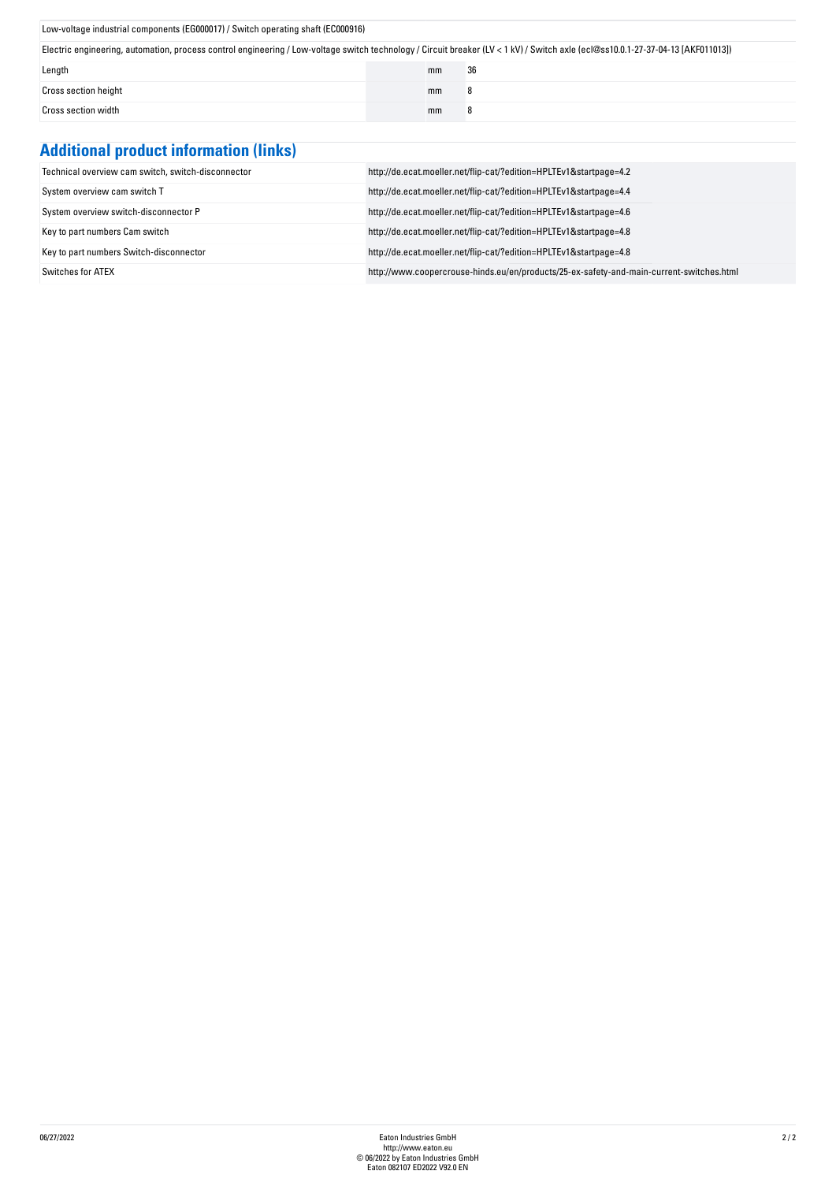| | | |
|---|---|---|
| Low-voltage industrial components (EG000017) / Switch operating shaft (EC000916) | | |
| Electric engineering, automation, process control engineering / Low-voltage switch technology / Circuit breaker (LV < 1 kV) / Switch axle (ecl@ss10.0.1-27-37-04-13 [AKF011013]) | | |
| Length | mm | 36 |
| Cross section height | mm | 8 |
| Cross section width | mm | 8 |

## Additional product information (links)

| | |
|---|---|
| Technical overview cam switch, switch-disconnector | http://de.ecat.moeller.net/flip-cat/?edition=HPLTEv1&startpage=4.2 |
| System overview cam switch T | http://de.ecat.moeller.net/flip-cat/?edition=HPLTEv1&startpage=4.4 |
| System overview switch-disconnector P | http://de.ecat.moeller.net/flip-cat/?edition=HPLTEv1&startpage=4.6 |
| Key to part numbers Cam switch | http://de.ecat.moeller.net/flip-cat/?edition=HPLTEv1&startpage=4.8 |
| Key to part numbers Switch-disconnector | http://de.ecat.moeller.net/flip-cat/?edition=HPLTEv1&startpage=4.8 |
| Switches for ATEX | http://www.coopercrouse-hinds.eu/en/products/25-ex-safety-and-main-current-switches.html |